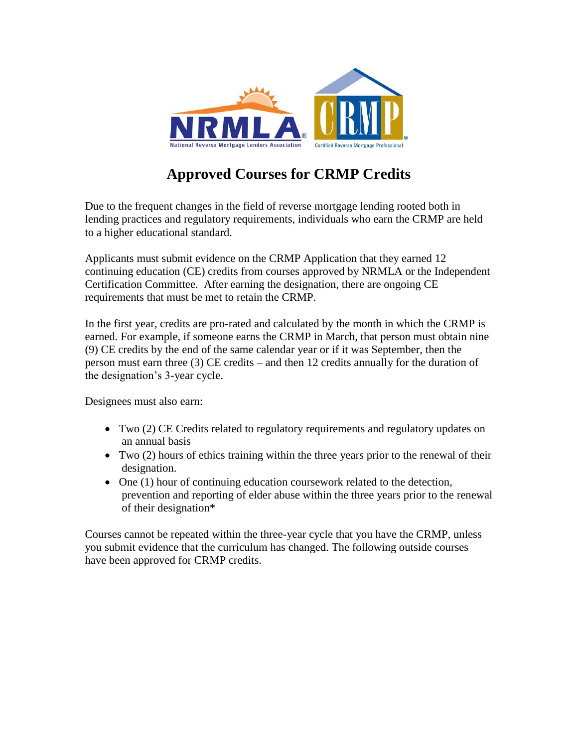# Approved Courses for CRMP Credits

Due to the frequent changes in the field of reverse mortgage lending rooted both in lending practices and regulatory requirements, individuals who earn the CRMP are held to a higher educational standard.

Applicants must submit evidence on the CRMP Application that they earned 12 continuing education (CE) credits from courses approved by NRMLA or the Independent Certification Committee. After earning the designation, there are ongoing CE requirements that must be met to retain the CRMP.

In the first year, credits are pro-rated and calculated by the month in which the CRMP is earned. For example, if someone earns the CRMP in March, that person must obtain nine (9) CE credits by the end of the same calendar year or if it was September, then the person must earn three (3) CE credits – and then 12 credits annually for the duration of the designation's 3-year cycle.

Designees must also earn:

- Two (2) CE Credits related to regulatory requirements and regulatory updates on an annual basis
- Two (2) hours of ethics training within the three years prior to the renewal of their designation.
- One (1) hour of continuing education coursework related to the detection, prevention and reporting of elder abuse within the three years prior to the renewal of their designation*

Courses cannot be repeated within the three-year cycle that you have the CRMP, unless you submit evidence that the curriculum has changed. The following outside courses have been approved for CRMP credits.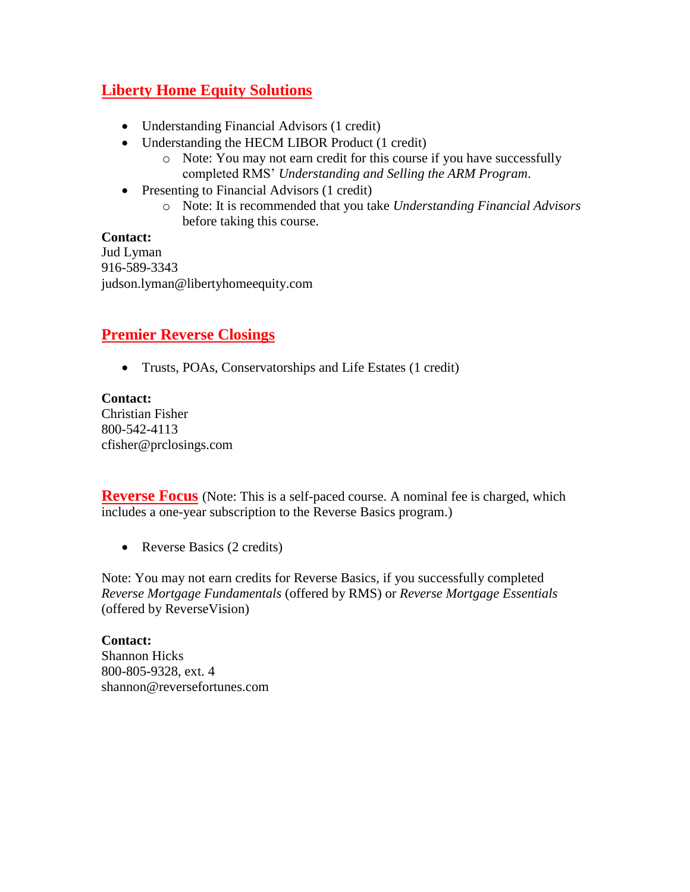## Liberty Home Equity Solutions

- Understanding Financial Advisors (1 credit)
- Understanding the HECM LIBOR Product (1 credit)
  - Note: You may not earn credit for this course if you have successfully completed RMS' *Understanding and Selling the ARM Program*.
- Presenting to Financial Advisors (1 credit)
  - Note: It is recommended that you take *Understanding Financial Advisors* before taking this course.

**Contact:**
Jud Lyman
916-589-3343
judson.lyman@libertyhomeequity.com

## Premier Reverse Closings

- Trusts, POAs, Conservatorships and Life Estates (1 credit)

**Contact:**
Christian Fisher
800-542-4113
cfisher@prclosings.com

## Reverse Focus

(Note: This is a self-paced course. A nominal fee is charged, which includes a one-year subscription to the Reverse Basics program.)

- Reverse Basics (2 credits)

Note: You may not earn credits for Reverse Basics, if you successfully completed *Reverse Mortgage Fundamentals* (offered by RMS) or *Reverse Mortgage Essentials* (offered by ReverseVision)

**Contact:**
Shannon Hicks
800-805-9328, ext. 4
shannon@reversefortunes.com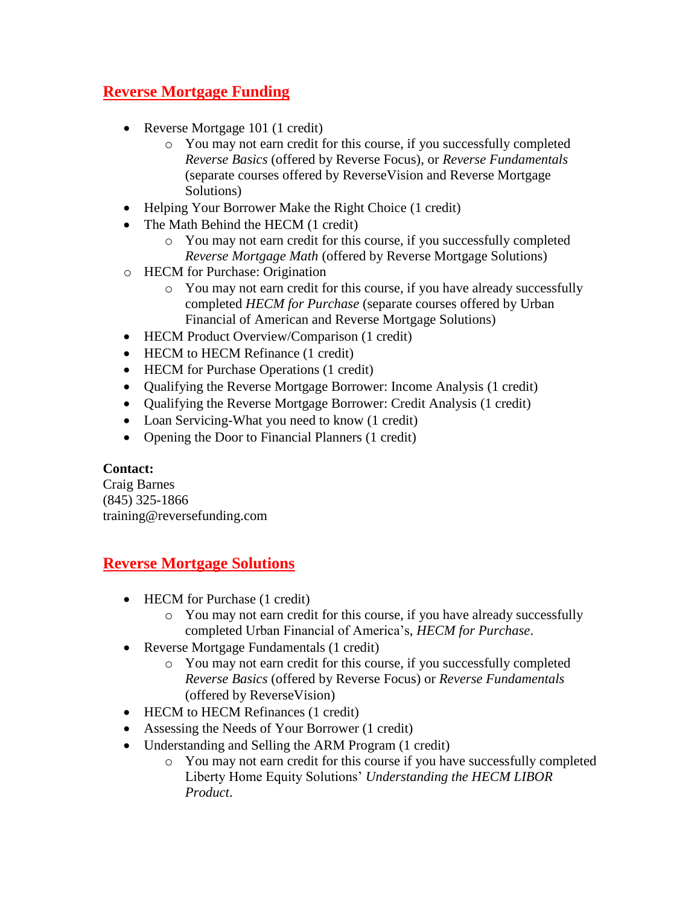## Reverse Mortgage Funding

- Reverse Mortgage 101 (1 credit)
  - You may not earn credit for this course, if you successfully completed *Reverse Basics* (offered by Reverse Focus), or *Reverse Fundamentals* (separate courses offered by ReverseVision and Reverse Mortgage Solutions)
- Helping Your Borrower Make the Right Choice (1 credit)
- The Math Behind the HECM (1 credit)
  - You may not earn credit for this course, if you successfully completed *Reverse Mortgage Math* (offered by Reverse Mortgage Solutions)
- HECM for Purchase: Origination
  - You may not earn credit for this course, if you have already successfully completed *HECM for Purchase* (separate courses offered by Urban Financial of American and Reverse Mortgage Solutions)
- HECM Product Overview/Comparison (1 credit)
- HECM to HECM Refinance (1 credit)
- HECM for Purchase Operations (1 credit)
- Qualifying the Reverse Mortgage Borrower: Income Analysis (1 credit)
- Qualifying the Reverse Mortgage Borrower: Credit Analysis (1 credit)
- Loan Servicing-What you need to know (1 credit)
- Opening the Door to Financial Planners (1 credit)

**Contact:**
Craig Barnes
(845) 325-1866
training@reversefunding.com

## Reverse Mortgage Solutions

- HECM for Purchase (1 credit)
  - You may not earn credit for this course, if you have already successfully completed Urban Financial of America's, *HECM for Purchase*.
- Reverse Mortgage Fundamentals (1 credit)
  - You may not earn credit for this course, if you successfully completed *Reverse Basics* (offered by Reverse Focus) or *Reverse Fundamentals* (offered by ReverseVision)
- HECM to HECM Refinances (1 credit)
- Assessing the Needs of Your Borrower (1 credit)
- Understanding and Selling the ARM Program (1 credit)
  - You may not earn credit for this course if you have successfully completed Liberty Home Equity Solutions' *Understanding the HECM LIBOR Product*.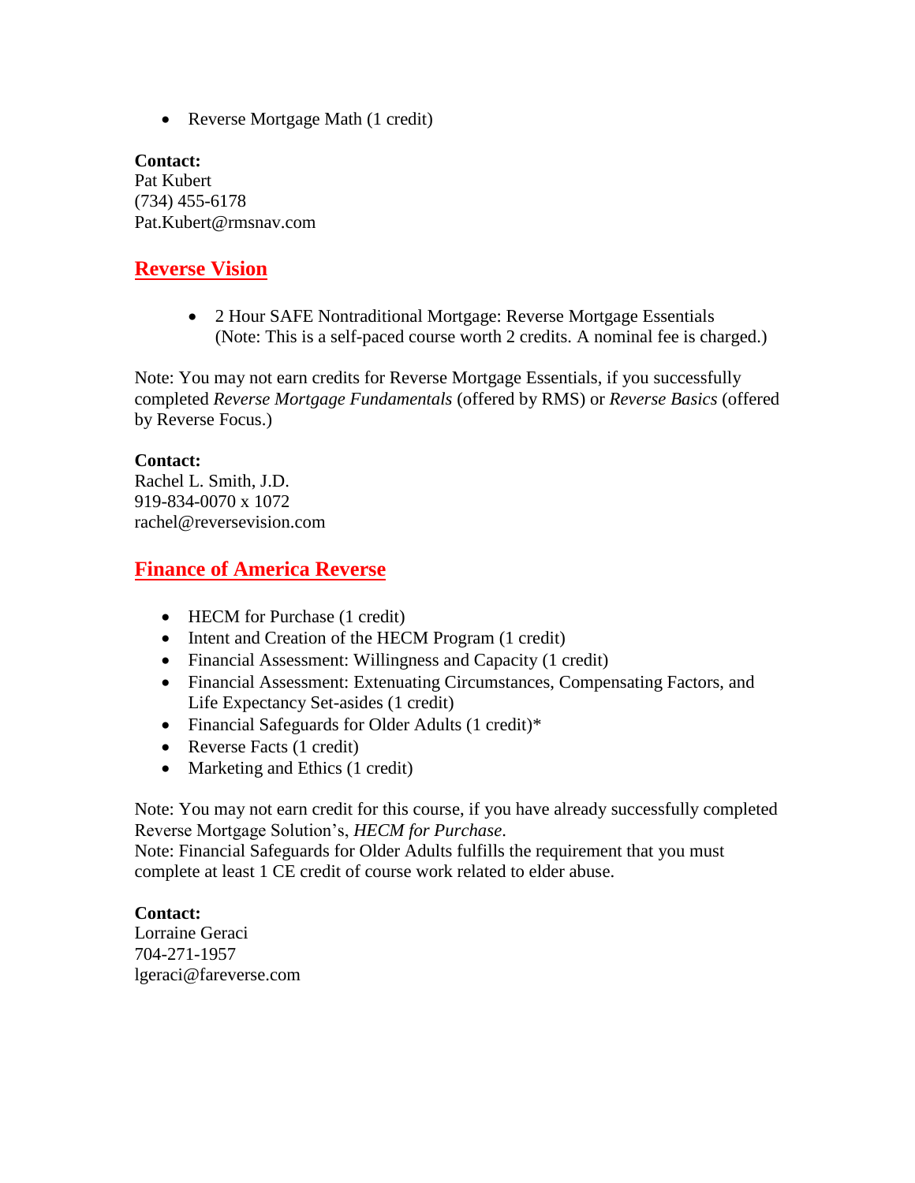- Reverse Mortgage Math (1 credit)

**Contact:**
Pat Kubert
(734) 455-6178
Pat.Kubert@rmsnav.com

## Reverse Vision

- 2 Hour SAFE Nontraditional Mortgage: Reverse Mortgage Essentials (Note: This is a self-paced course worth 2 credits. A nominal fee is charged.)

Note: You may not earn credits for Reverse Mortgage Essentials, if you successfully completed *Reverse Mortgage Fundamentals* (offered by RMS) or *Reverse Basics* (offered by Reverse Focus.)

**Contact:**
Rachel L. Smith, J.D.
919-834-0070 x 1072
rachel@reversevision.com

## Finance of America Reverse

- HECM for Purchase (1 credit)
- Intent and Creation of the HECM Program (1 credit)
- Financial Assessment: Willingness and Capacity (1 credit)
- Financial Assessment: Extenuating Circumstances, Compensating Factors, and Life Expectancy Set-asides (1 credit)
- Financial Safeguards for Older Adults (1 credit)*
- Reverse Facts (1 credit)
- Marketing and Ethics (1 credit)

Note: You may not earn credit for this course, if you have already successfully completed Reverse Mortgage Solution's, *HECM for Purchase*.
Note: Financial Safeguards for Older Adults fulfills the requirement that you must complete at least 1 CE credit of course work related to elder abuse.

**Contact:**
Lorraine Geraci
704-271-1957
lgeraci@fareverse.com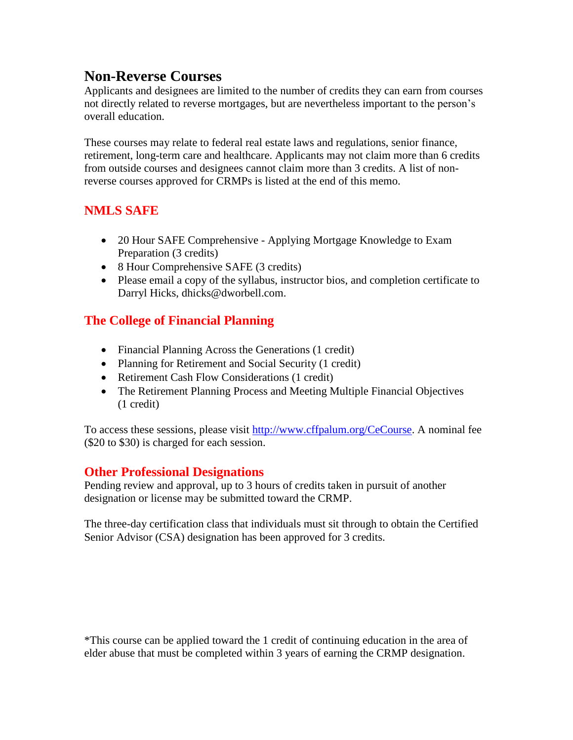## Non-Reverse Courses

Applicants and designees are limited to the number of credits they can earn from courses not directly related to reverse mortgages, but are nevertheless important to the person's overall education.

These courses may relate to federal real estate laws and regulations, senior finance, retirement, long-term care and healthcare. Applicants may not claim more than 6 credits from outside courses and designees cannot claim more than 3 credits. A list of non-reverse courses approved for CRMPs is listed at the end of this memo.

### NMLS SAFE

- 20 Hour SAFE Comprehensive - Applying Mortgage Knowledge to Exam Preparation (3 credits)
- 8 Hour Comprehensive SAFE (3 credits)
- Please email a copy of the syllabus, instructor bios, and completion certificate to Darryl Hicks, dhicks@dworbell.com.

### The College of Financial Planning

- Financial Planning Across the Generations (1 credit)
- Planning for Retirement and Social Security (1 credit)
- Retirement Cash Flow Considerations (1 credit)
- The Retirement Planning Process and Meeting Multiple Financial Objectives (1 credit)

To access these sessions, please visit [http://www.cffpalum.org/CeCourse](http://www.cffpalum.org/CeCourse). A nominal fee ($20 to $30) is charged for each session.

### Other Professional Designations

Pending review and approval, up to 3 hours of credits taken in pursuit of another designation or license may be submitted toward the CRMP.

The three-day certification class that individuals must sit through to obtain the Certified Senior Advisor (CSA) designation has been approved for 3 credits.

*This course can be applied toward the 1 credit of continuing education in the area of elder abuse that must be completed within 3 years of earning the CRMP designation.